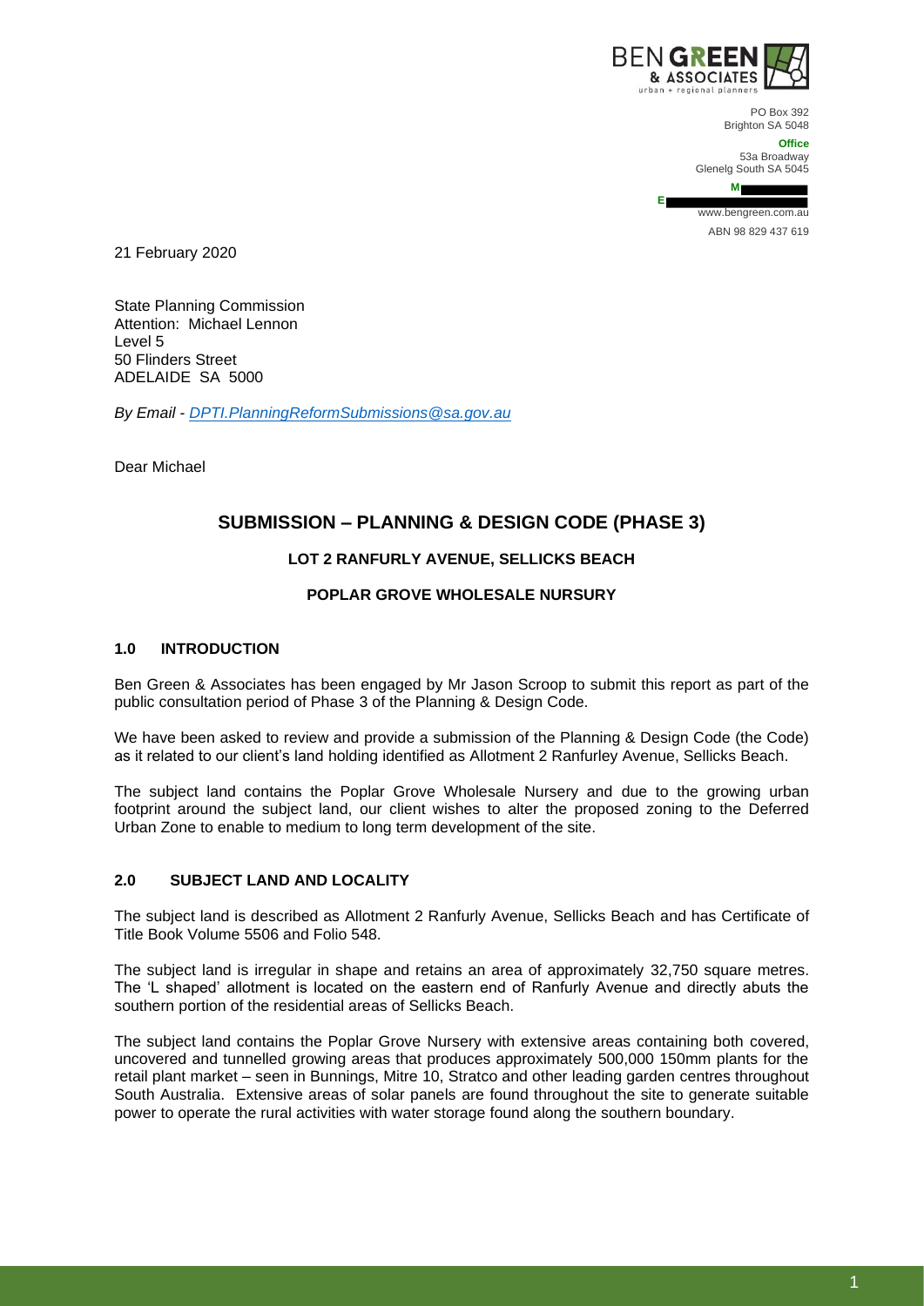BEN GREEN & ASSOCIATES
urban + regional planners

PO Box 392
Brighton SA 5048

**Office**
53a Broadway
Glenelg South SA 5045

**M**
**E**
www.bengreen.com.au
ABN 98 829 437 619

21 February 2020

State Planning Commission
Attention: Michael Lennon
Level 5
50 Flinders Street
ADELAIDE SA 5000

*By Email - DPTI.PlanningReformSubmissions@sa.gov.au*

Dear Michael

## SUBMISSION – PLANNING & DESIGN CODE (PHASE 3)

### LOT 2 RANFURLY AVENUE, SELLICKS BEACH

### POPLAR GROVE WHOLESALE NURSURY

### 1.0 INTRODUCTION

Ben Green & Associates has been engaged by Mr Jason Scroop to submit this report as part of the public consultation period of Phase 3 of the Planning & Design Code.

We have been asked to review and provide a submission of the Planning & Design Code (the Code) as it related to our client's land holding identified as Allotment 2 Ranfurley Avenue, Sellicks Beach.

The subject land contains the Poplar Grove Wholesale Nursery and due to the growing urban footprint around the subject land, our client wishes to alter the proposed zoning to the Deferred Urban Zone to enable to medium to long term development of the site.

### 2.0 SUBJECT LAND AND LOCALITY

The subject land is described as Allotment 2 Ranfurly Avenue, Sellicks Beach and has Certificate of Title Book Volume 5506 and Folio 548.

The subject land is irregular in shape and retains an area of approximately 32,750 square metres. The 'L shaped' allotment is located on the eastern end of Ranfurly Avenue and directly abuts the southern portion of the residential areas of Sellicks Beach.

The subject land contains the Poplar Grove Nursery with extensive areas containing both covered, uncovered and tunnelled growing areas that produces approximately 500,000 150mm plants for the retail plant market – seen in Bunnings, Mitre 10, Stratco and other leading garden centres throughout South Australia. Extensive areas of solar panels are found throughout the site to generate suitable power to operate the rural activities with water storage found along the southern boundary.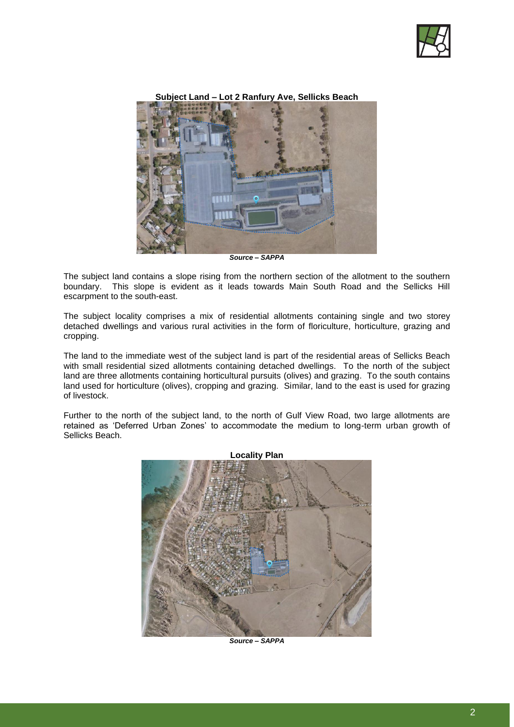**Subject Land – Lot 2 Ranfury Ave, Sellicks Beach**

***Source – SAPPA***

The subject land contains a slope rising from the northern section of the allotment to the southern boundary. This slope is evident as it leads towards Main South Road and the Sellicks Hill escarpment to the south-east.

The subject locality comprises a mix of residential allotments containing single and two storey detached dwellings and various rural activities in the form of floriculture, horticulture, grazing and cropping.

The land to the immediate west of the subject land is part of the residential areas of Sellicks Beach with small residential sized allotments containing detached dwellings. To the north of the subject land are three allotments containing horticultural pursuits (olives) and grazing. To the south contains land used for horticulture (olives), cropping and grazing. Similar, land to the east is used for grazing of livestock.

Further to the north of the subject land, to the north of Gulf View Road, two large allotments are retained as 'Deferred Urban Zones' to accommodate the medium to long-term urban growth of Sellicks Beach.

**Locality Plan**

***Source – SAPPA***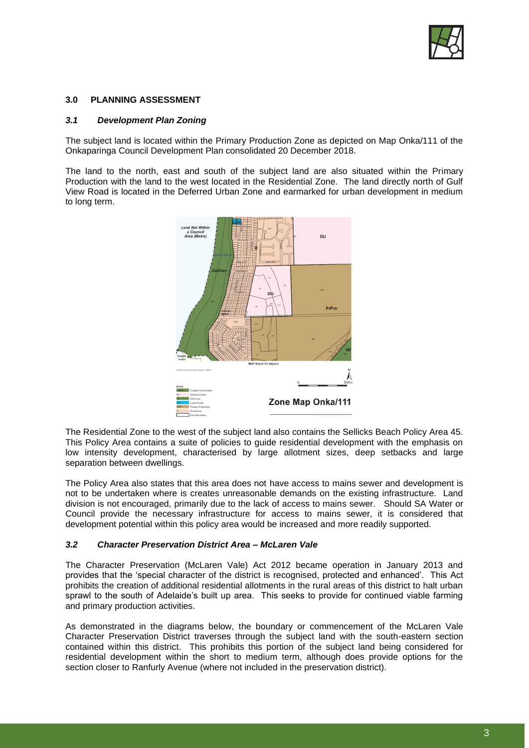## 3.0 PLANNING ASSESSMENT

### *3.1 Development Plan Zoning*

The subject land is located within the Primary Production Zone as depicted on Map Onka/111 of the Onkaparinga Council Development Plan consolidated 20 December 2018.

The land to the north, east and south of the subject land are also situated within the Primary Production with the land to the west located in the Residential Zone. The land directly north of Gulf View Road is located in the Deferred Urban Zone and earmarked for urban development in medium to long term.

The Residential Zone to the west of the subject land also contains the Sellicks Beach Policy Area 45. This Policy Area contains a suite of policies to guide residential development with the emphasis on low intensity development, characterised by large allotment sizes, deep setbacks and large separation between dwellings.

The Policy Area also states that this area does not have access to mains sewer and development is not to be undertaken where is creates unreasonable demands on the existing infrastructure. Land division is not encouraged, primarily due to the lack of access to mains sewer. Should SA Water or Council provide the necessary infrastructure for access to mains sewer, it is considered that development potential within this policy area would be increased and more readily supported.

### *3.2 Character Preservation District Area – McLaren Vale*

The Character Preservation (McLaren Vale) Act 2012 became operation in January 2013 and provides that the 'special character of the district is recognised, protected and enhanced'. This Act prohibits the creation of additional residential allotments in the rural areas of this district to halt urban sprawl to the south of Adelaide's built up area. This seeks to provide for continued viable farming and primary production activities.

As demonstrated in the diagrams below, the boundary or commencement of the McLaren Vale Character Preservation District traverses through the subject land with the south-eastern section contained within this district. This prohibits this portion of the subject land being considered for residential development within the short to medium term, although does provide options for the section closer to Ranfurly Avenue (where not included in the preservation district).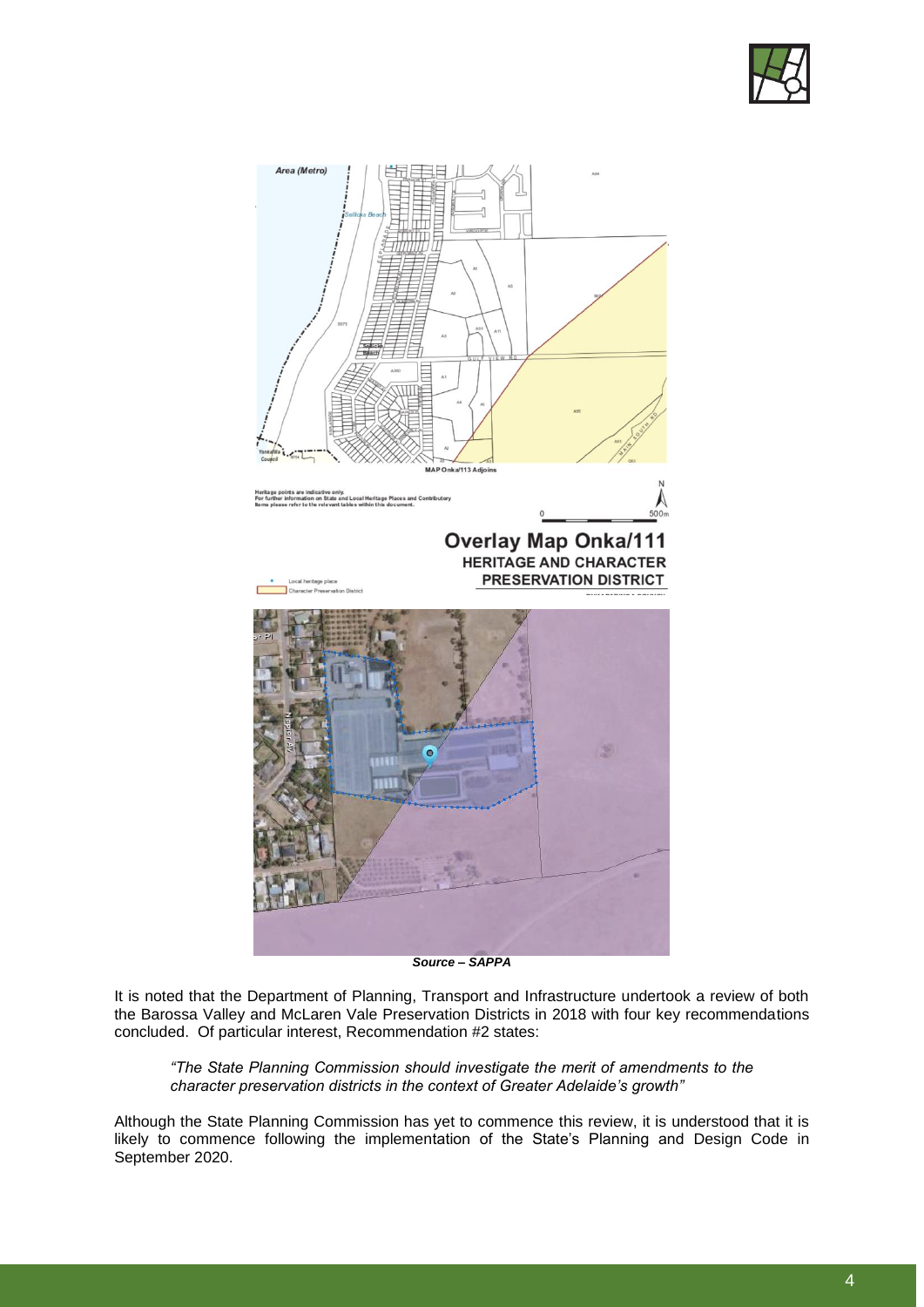Heritage points are indicative only.
For further information on State and Local Heritage Places and Contributory Items please refer to the relevant tables within this document.

**Overlay Map Onka/111**
**HERITAGE AND CHARACTER PRESERVATION DISTRICT**

Local heritage place
Character Preservation District

***Source – SAPPA***

It is noted that the Department of Planning, Transport and Infrastructure undertook a review of both the Barossa Valley and McLaren Vale Preservation Districts in 2018 with four key recommendations concluded. Of particular interest, Recommendation #2 states:

> *"The State Planning Commission should investigate the merit of amendments to the character preservation districts in the context of Greater Adelaide's growth"*

Although the State Planning Commission has yet to commence this review, it is understood that it is likely to commence following the implementation of the State's Planning and Design Code in September 2020.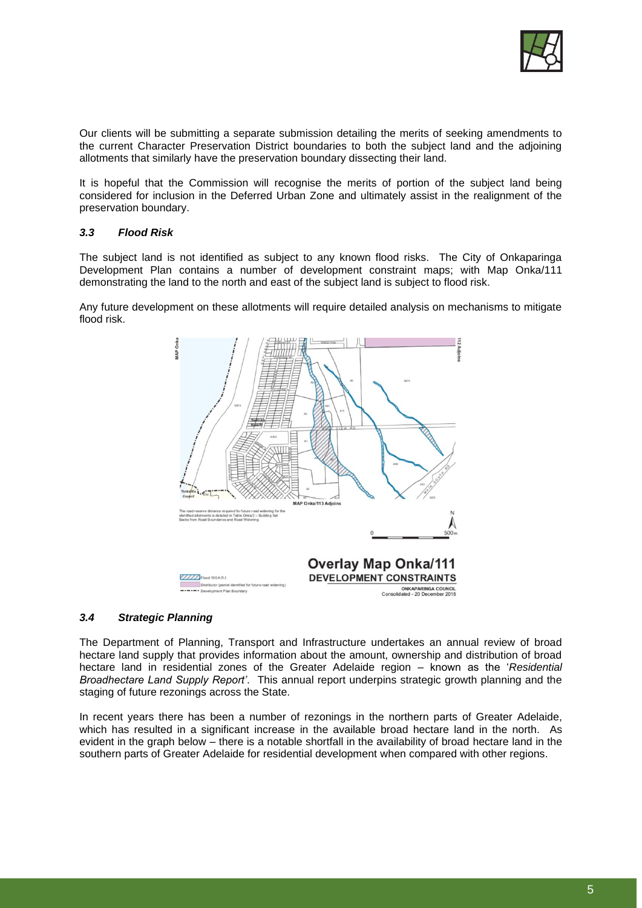Our clients will be submitting a separate submission detailing the merits of seeking amendments to the current Character Preservation District boundaries to both the subject land and the adjoining allotments that similarly have the preservation boundary dissecting their land.

It is hopeful that the Commission will recognise the merits of portion of the subject land being considered for inclusion in the Deferred Urban Zone and ultimately assist in the realignment of the preservation boundary.

### *3.3 Flood Risk*

The subject land is not identified as subject to any known flood risks. The City of Onkaparinga Development Plan contains a number of development constraint maps; with Map Onka/111 demonstrating the land to the north and east of the subject land is subject to flood risk.

Any future development on these allotments will require detailed analysis on mechanisms to mitigate flood risk.

### *3.4 Strategic Planning*

The Department of Planning, Transport and Infrastructure undertakes an annual review of broad hectare land supply that provides information about the amount, ownership and distribution of broad hectare land in residential zones of the Greater Adelaide region – known as the '*Residential Broadhectare Land Supply Report*'. This annual report underpins strategic growth planning and the staging of future rezonings across the State.

In recent years there has been a number of rezonings in the northern parts of Greater Adelaide, which has resulted in a significant increase in the available broad hectare land in the north. As evident in the graph below – there is a notable shortfall in the availability of broad hectare land in the southern parts of Greater Adelaide for residential development when compared with other regions.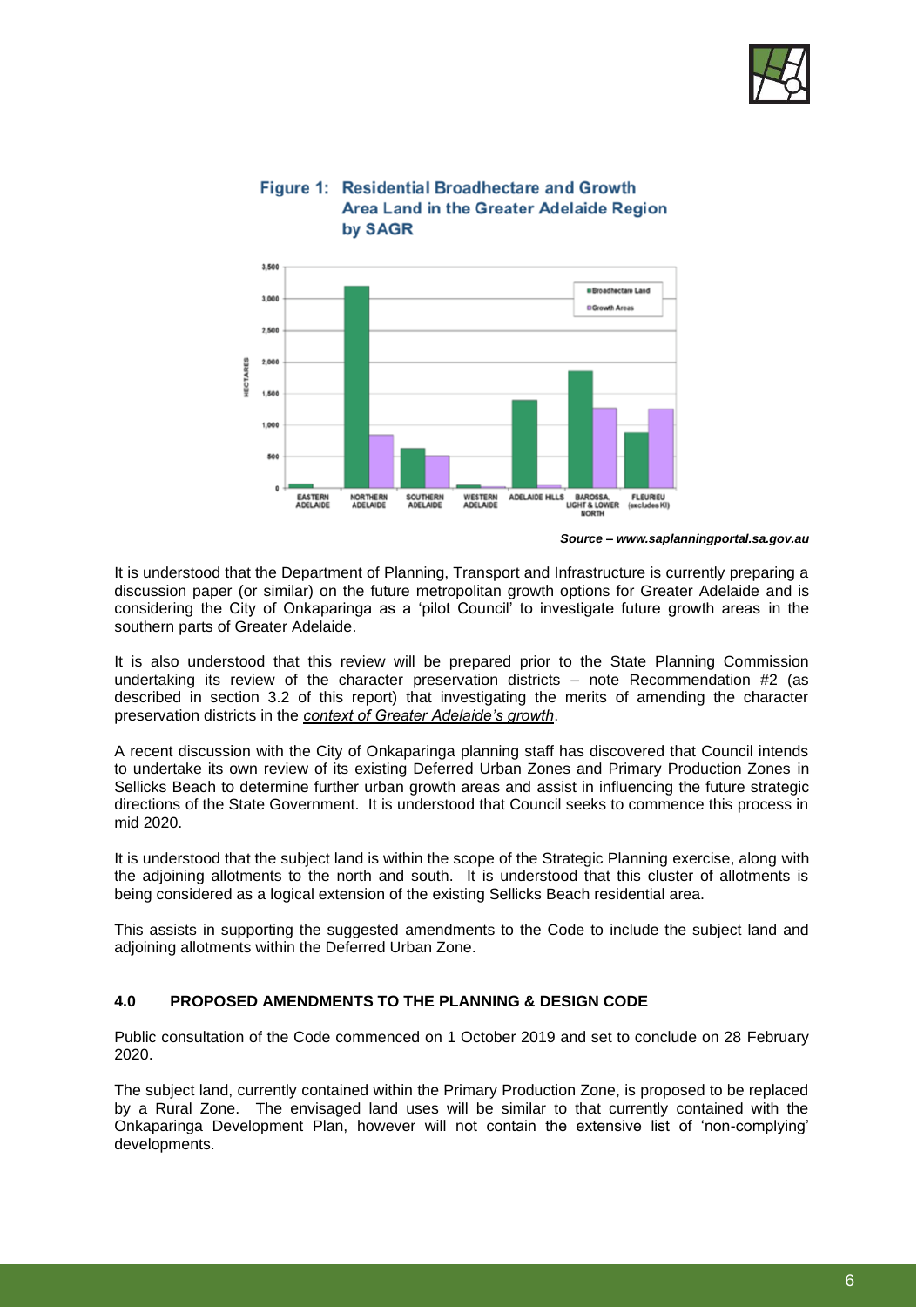**Figure 1: Residential Broadhectare and Growth Area Land in the Greater Adelaide Region by SAGR**

***Source – www.saplanningportal.sa.gov.au***

It is understood that the Department of Planning, Transport and Infrastructure is currently preparing a discussion paper (or similar) on the future metropolitan growth options for Greater Adelaide and is considering the City of Onkaparinga as a 'pilot Council' to investigate future growth areas in the southern parts of Greater Adelaide.

It is also understood that this review will be prepared prior to the State Planning Commission undertaking its review of the character preservation districts – note Recommendation #2 (as described in section 3.2 of this report) that investigating the merits of amending the character preservation districts in the *context of Greater Adelaide's growth*.

A recent discussion with the City of Onkaparinga planning staff has discovered that Council intends to undertake its own review of its existing Deferred Urban Zones and Primary Production Zones in Sellicks Beach to determine further urban growth areas and assist in influencing the future strategic directions of the State Government. It is understood that Council seeks to commence this process in mid 2020.

It is understood that the subject land is within the scope of the Strategic Planning exercise, along with the adjoining allotments to the north and south. It is understood that this cluster of allotments is being considered as a logical extension of the existing Sellicks Beach residential area.

This assists in supporting the suggested amendments to the Code to include the subject land and adjoining allotments within the Deferred Urban Zone.

## 4.0 PROPOSED AMENDMENTS TO THE PLANNING & DESIGN CODE

Public consultation of the Code commenced on 1 October 2019 and set to conclude on 28 February 2020.

The subject land, currently contained within the Primary Production Zone, is proposed to be replaced by a Rural Zone. The envisaged land uses will be similar to that currently contained with the Onkaparinga Development Plan, however will not contain the extensive list of 'non-complying' developments.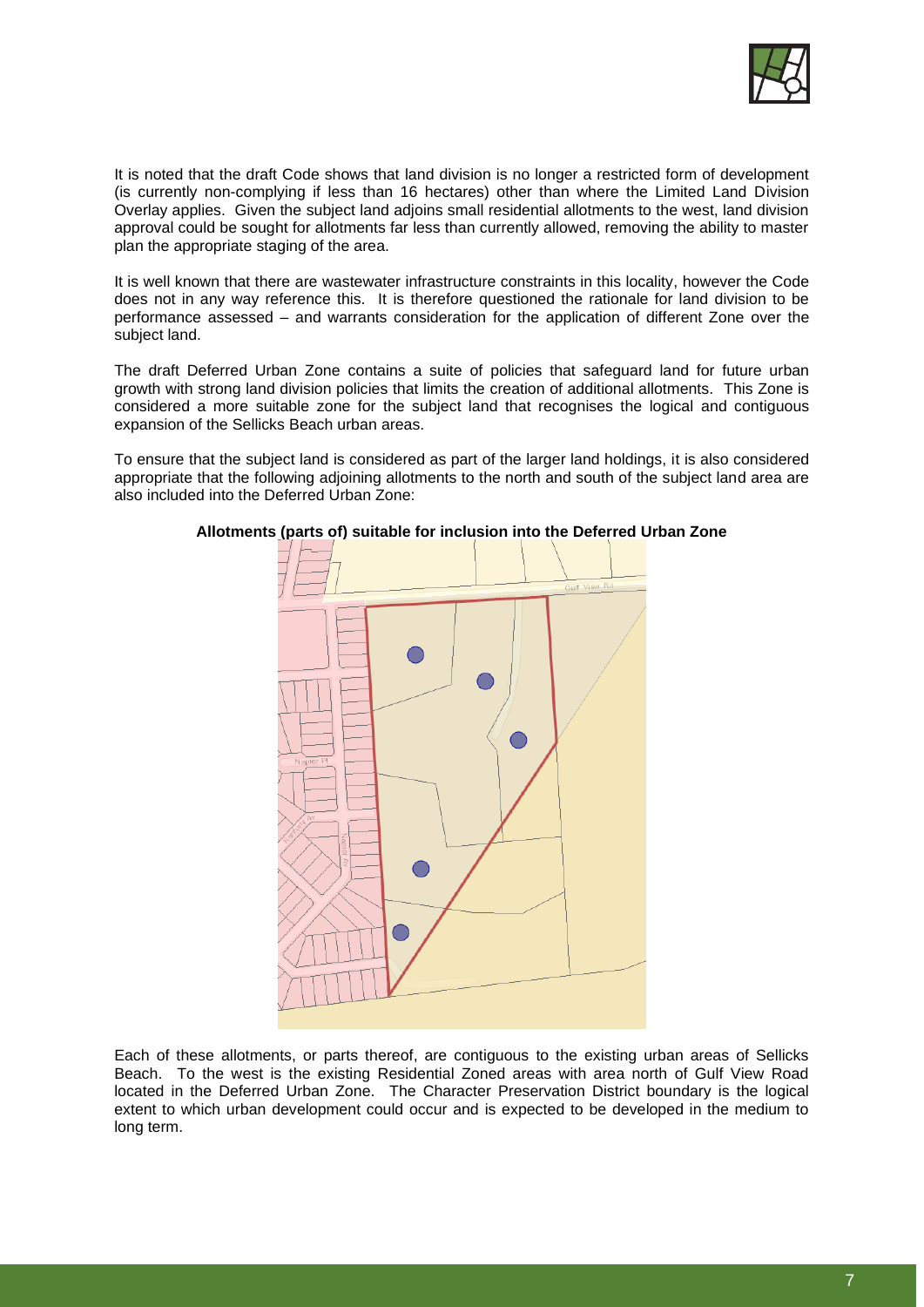It is noted that the draft Code shows that land division is no longer a restricted form of development (is currently non-complying if less than 16 hectares) other than where the Limited Land Division Overlay applies. Given the subject land adjoins small residential allotments to the west, land division approval could be sought for allotments far less than currently allowed, removing the ability to master plan the appropriate staging of the area.

It is well known that there are wastewater infrastructure constraints in this locality, however the Code does not in any way reference this. It is therefore questioned the rationale for land division to be performance assessed – and warrants consideration for the application of different Zone over the subject land.

The draft Deferred Urban Zone contains a suite of policies that safeguard land for future urban growth with strong land division policies that limits the creation of additional allotments. This Zone is considered a more suitable zone for the subject land that recognises the logical and contiguous expansion of the Sellicks Beach urban areas.

To ensure that the subject land is considered as part of the larger land holdings, it is also considered appropriate that the following adjoining allotments to the north and south of the subject land area are also included into the Deferred Urban Zone:

**Allotments (parts of) suitable for inclusion into the Deferred Urban Zone**

Each of these allotments, or parts thereof, are contiguous to the existing urban areas of Sellicks Beach. To the west is the existing Residential Zoned areas with area north of Gulf View Road located in the Deferred Urban Zone. The Character Preservation District boundary is the logical extent to which urban development could occur and is expected to be developed in the medium to long term.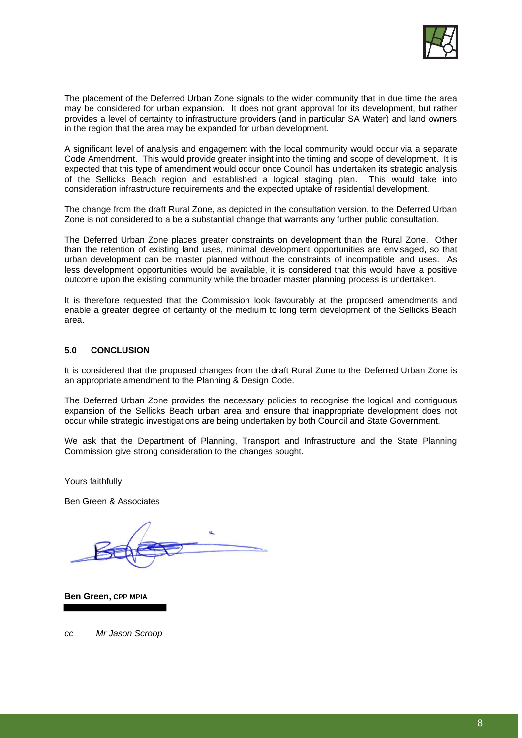The placement of the Deferred Urban Zone signals to the wider community that in due time the area may be considered for urban expansion. It does not grant approval for its development, but rather provides a level of certainty to infrastructure providers (and in particular SA Water) and land owners in the region that the area may be expanded for urban development.

A significant level of analysis and engagement with the local community would occur via a separate Code Amendment. This would provide greater insight into the timing and scope of development. It is expected that this type of amendment would occur once Council has undertaken its strategic analysis of the Sellicks Beach region and established a logical staging plan. This would take into consideration infrastructure requirements and the expected uptake of residential development.

The change from the draft Rural Zone, as depicted in the consultation version, to the Deferred Urban Zone is not considered to a be a substantial change that warrants any further public consultation.

The Deferred Urban Zone places greater constraints on development than the Rural Zone. Other than the retention of existing land uses, minimal development opportunities are envisaged, so that urban development can be master planned without the constraints of incompatible land uses. As less development opportunities would be available, it is considered that this would have a positive outcome upon the existing community while the broader master planning process is undertaken.

It is therefore requested that the Commission look favourably at the proposed amendments and enable a greater degree of certainty of the medium to long term development of the Sellicks Beach area.

## 5.0 CONCLUSION

It is considered that the proposed changes from the draft Rural Zone to the Deferred Urban Zone is an appropriate amendment to the Planning & Design Code.

The Deferred Urban Zone provides the necessary policies to recognise the logical and contiguous expansion of the Sellicks Beach urban area and ensure that inappropriate development does not occur while strategic investigations are being undertaken by both Council and State Government.

We ask that the Department of Planning, Transport and Infrastructure and the State Planning Commission give strong consideration to the changes sought.

Yours faithfully

Ben Green & Associates

**Ben Green, CPP MPIA**

*cc Mr Jason Scroop*